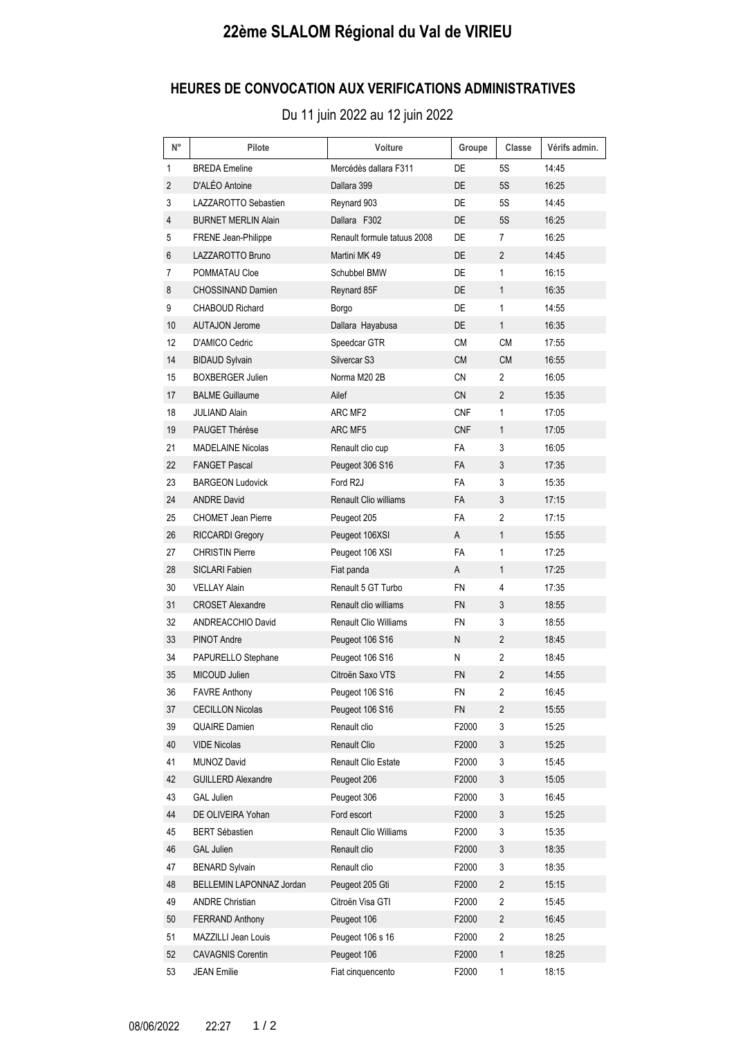# 22ème SLALOM Régional du Val de VIRIEU

## HEURES DE CONVOCATION AUX VERIFICATIONS ADMINISTRATIVES

Du 11 juin 2022 au 12 juin 2022

| N° | Pilote | Voiture | Groupe | Classe | Vérifs admin. |
|---|---|---|---|---|---|
| 1 | BREDA Emeline | Mercédès dallara F311 | DE | 5S | 14:45 |
| 2 | D'ALÉO Antoine | Dallara 399 | DE | 5S | 16:25 |
| 3 | LAZZAROTTO Sebastien | Reynard 903 | DE | 5S | 14:45 |
| 4 | BURNET MERLIN Alain | Dallara F302 | DE | 5S | 16:25 |
| 5 | FRENE Jean-Philippe | Renault formule tatuus 2008 | DE | 7 | 16:25 |
| 6 | LAZZAROTTO Bruno | Martini MK 49 | DE | 2 | 14:45 |
| 7 | POMMATAU Cloe | Schubbel BMW | DE | 1 | 16:15 |
| 8 | CHOSSINAND Damien | Reynard 85F | DE | 1 | 16:35 |
| 9 | CHABOUD Richard | Borgo | DE | 1 | 14:55 |
| 10 | AUTAJON Jerome | Dallara Hayabusa | DE | 1 | 16:35 |
| 12 | D'AMICO Cedric | Speedcar GTR | CM | CM | 17:55 |
| 14 | BIDAUD Sylvain | Silvercar S3 | CM | CM | 16:55 |
| 15 | BOXBERGER Julien | Norma M20 2B | CN | 2 | 16:05 |
| 17 | BALME Guillaume | Ailef | CN | 2 | 15:35 |
| 18 | JULIAND Alain | ARC MF2 | CNF | 1 | 17:05 |
| 19 | PAUGET Thérèse | ARC MF5 | CNF | 1 | 17:05 |
| 21 | MADELAINE Nicolas | Renault clio cup | FA | 3 | 16:05 |
| 22 | FANGET Pascal | Peugeot 306 S16 | FA | 3 | 17:35 |
| 23 | BARGEON Ludovick | Ford R2J | FA | 3 | 15:35 |
| 24 | ANDRE David | Renault Clio williams | FA | 3 | 17:15 |
| 25 | CHOMET Jean Pierre | Peugeot 205 | FA | 2 | 17:15 |
| 26 | RICCARDI Gregory | Peugeot 106XSI | A | 1 | 15:55 |
| 27 | CHRISTIN Pierre | Peugeot 106 XSI | FA | 1 | 17:25 |
| 28 | SICLARI Fabien | Fiat panda | A | 1 | 17:25 |
| 30 | VELLAY Alain | Renault 5 GT Turbo | FN | 4 | 17:35 |
| 31 | CROSET Alexandre | Renault clio williams | FN | 3 | 18:55 |
| 32 | ANDREACCHIO David | Renault Clio Williams | FN | 3 | 18:55 |
| 33 | PINOT Andre | Peugeot 106 S16 | N | 2 | 18:45 |
| 34 | PAPURELLO Stephane | Peugeot 106 S16 | N | 2 | 18:45 |
| 35 | MICOUD Julien | Citroën Saxo VTS | FN | 2 | 14:55 |
| 36 | FAVRE Anthony | Peugeot 106 S16 | FN | 2 | 16:45 |
| 37 | CECILLON Nicolas | Peugeot 106 S16 | FN | 2 | 15:55 |
| 39 | QUAIRE Damien | Renault clio | F2000 | 3 | 15:25 |
| 40 | VIDE Nicolas | Renault Clio | F2000 | 3 | 15:25 |
| 41 | MUNOZ David | Renault Clio Estate | F2000 | 3 | 15:45 |
| 42 | GUILLERD Alexandre | Peugeot 206 | F2000 | 3 | 15:05 |
| 43 | GAL Julien | Peugeot 306 | F2000 | 3 | 16:45 |
| 44 | DE OLIVEIRA Yohan | Ford escort | F2000 | 3 | 15:25 |
| 45 | BERT Sébastien | Renault Clio Williams | F2000 | 3 | 15:35 |
| 46 | GAL Julien | Renault clio | F2000 | 3 | 18:35 |
| 47 | BENARD Sylvain | Renault clio | F2000 | 3 | 18:35 |
| 48 | BELLEMIN LAPONNAZ Jordan | Peugeot 205 Gti | F2000 | 2 | 15:15 |
| 49 | ANDRE Christian | Citroën Visa GTI | F2000 | 2 | 15:45 |
| 50 | FERRAND Anthony | Peugeot 106 | F2000 | 2 | 16:45 |
| 51 | MAZZILLI Jean Louis | Peugeot 106 s 16 | F2000 | 2 | 18:25 |
| 52 | CAVAGNIS Corentin | Peugeot 106 | F2000 | 1 | 18:25 |
| 53 | JEAN Emilie | Fiat cinquencento | F2000 | 1 | 18:15 |

08/06/2022 22:27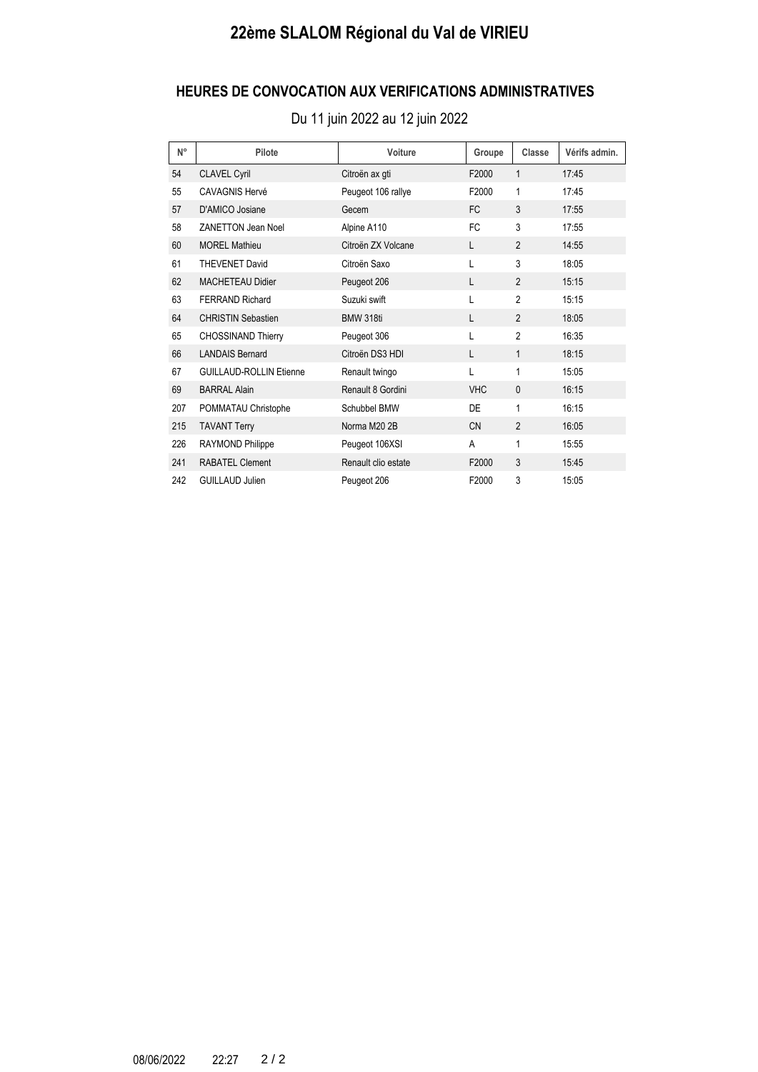# 22ème SLALOM Régional du Val de VIRIEU

## HEURES DE CONVOCATION AUX VERIFICATIONS ADMINISTRATIVES

Du 11 juin 2022 au 12 juin 2022

| N° | Pilote | Voiture | Groupe | Classe | Vérifs admin. |
|---|---|---|---|---|---|
| 54 | CLAVEL Cyril | Citroën ax gti | F2000 | 1 | 17:45 |
| 55 | CAVAGNIS Hervé | Peugeot 106 rallye | F2000 | 1 | 17:45 |
| 57 | D'AMICO Josiane | Gecem | FC | 3 | 17:55 |
| 58 | ZANETTON Jean Noel | Alpine A110 | FC | 3 | 17:55 |
| 60 | MOREL Mathieu | Citroën ZX Volcane | L | 2 | 14:55 |
| 61 | THEVENET David | Citroën Saxo | L | 3 | 18:05 |
| 62 | MACHETEAU Didier | Peugeot 206 | L | 2 | 15:15 |
| 63 | FERRAND Richard | Suzuki swift | L | 2 | 15:15 |
| 64 | CHRISTIN Sebastien | BMW 318ti | L | 2 | 18:05 |
| 65 | CHOSSINAND Thierry | Peugeot 306 | L | 2 | 16:35 |
| 66 | LANDAIS Bernard | Citroën DS3 HDI | L | 1 | 18:15 |
| 67 | GUILLAUD-ROLLIN Etienne | Renault twingo | L | 1 | 15:05 |
| 69 | BARRAL Alain | Renault 8 Gordini | VHC | 0 | 16:15 |
| 207 | POMMATAU Christophe | Schubbel BMW | DE | 1 | 16:15 |
| 215 | TAVANT Terry | Norma M20 2B | CN | 2 | 16:05 |
| 226 | RAYMOND Philippe | Peugeot 106XSI | A | 1 | 15:55 |
| 241 | RABATEL Clement | Renault clio estate | F2000 | 3 | 15:45 |
| 242 | GUILLAUD Julien | Peugeot 206 | F2000 | 3 | 15:05 |

08/06/2022 22:27